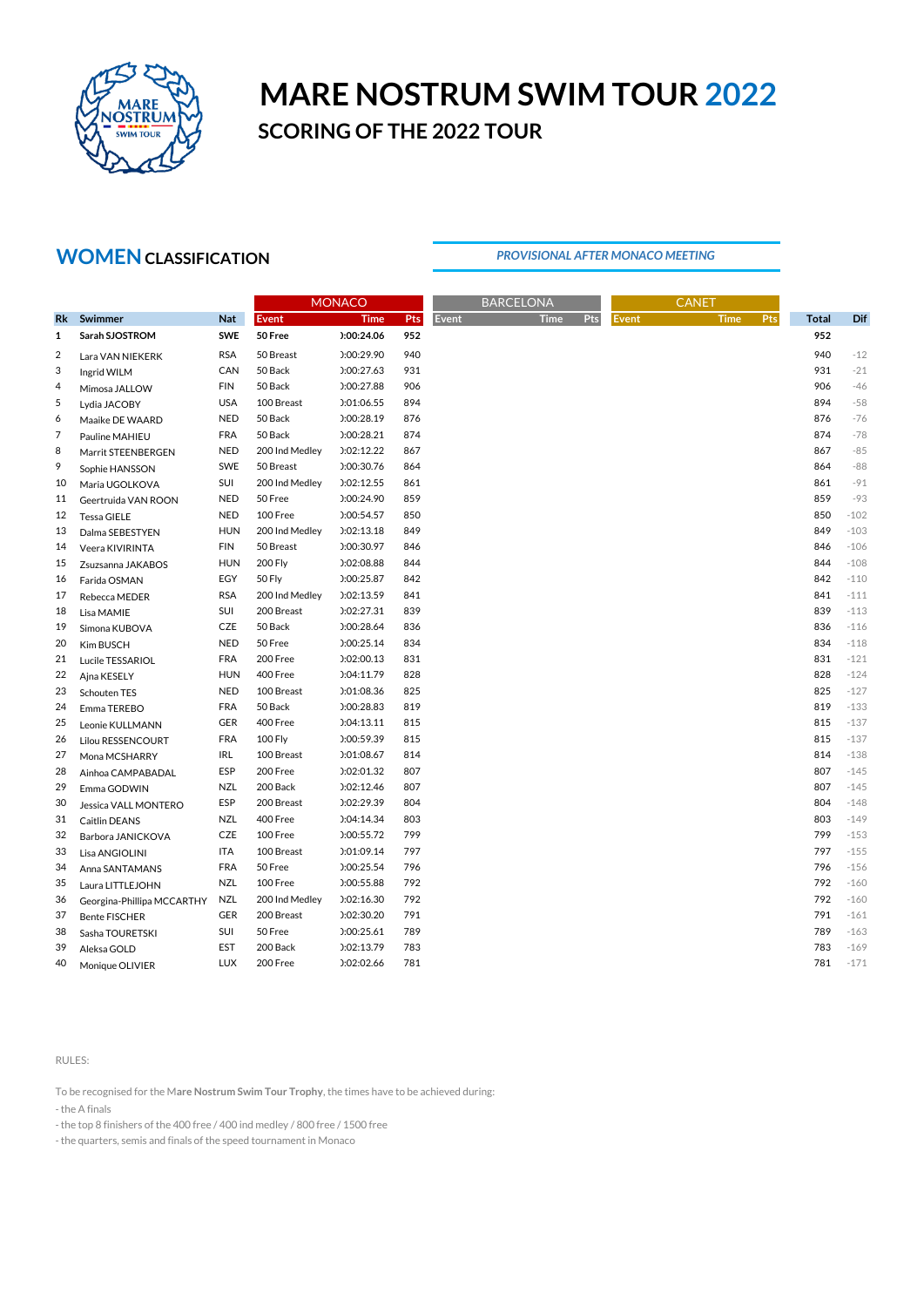# MARE NOSTRUM SWIM TOUR 2022

## SCORING OF THE 2022 TOUR

## WOMEN CLASSIFICATION

*PROVISIONAL AFTER MONACO MEETING*

| | | | MONACO | | | BARCELONA | | | CANET | | | | |
|---|---|---|---|---|---|---|---|---|---|---|---|---|---|
| Rk | Swimmer | Nat | Event | Time | Pts | Event | Time | Pts | Event | Time | Pts | Total | Dif |
| **1** | **Sarah SJOSTROM** | **SWE** | **50 Free** | **):00:24.06** | **952** | | | | | | | **952** | |
| 2 | Lara VAN NIEKERK | RSA | 50 Breast | ):00:29.90 | 940 | | | | | | | 940 | -12 |
| 3 | Ingrid WILM | CAN | 50 Back | ):00:27.63 | 931 | | | | | | | 931 | -21 |
| 4 | Mimosa JALLOW | FIN | 50 Back | ):00:27.88 | 906 | | | | | | | 906 | -46 |
| 5 | Lydia JACOBY | USA | 100 Breast | ):01:06.55 | 894 | | | | | | | 894 | -58 |
| 6 | Maaike DE WAARD | NED | 50 Back | ):00:28.19 | 876 | | | | | | | 876 | -76 |
| 7 | Pauline MAHIEU | FRA | 50 Back | ):00:28.21 | 874 | | | | | | | 874 | -78 |
| 8 | Marrit STEENBERGEN | NED | 200 Ind Medley | ):02:12.22 | 867 | | | | | | | 867 | -85 |
| 9 | Sophie HANSSON | SWE | 50 Breast | ):00:30.76 | 864 | | | | | | | 864 | -88 |
| 10 | Maria UGOLKOVA | SUI | 200 Ind Medley | ):02:12.55 | 861 | | | | | | | 861 | -91 |
| 11 | Geertruida VAN ROON | NED | 50 Free | ):00:24.90 | 859 | | | | | | | 859 | -93 |
| 12 | Tessa GIELE | NED | 100 Free | ):00:54.57 | 850 | | | | | | | 850 | -102 |
| 13 | Dalma SEBESTYEN | HUN | 200 Ind Medley | ):02:13.18 | 849 | | | | | | | 849 | -103 |
| 14 | Veera KIVIRINTA | FIN | 50 Breast | ):00:30.97 | 846 | | | | | | | 846 | -106 |
| 15 | Zsuzsanna JAKABOS | HUN | 200 Fly | ):02:08.88 | 844 | | | | | | | 844 | -108 |
| 16 | Farida OSMAN | EGY | 50 Fly | ):00:25.87 | 842 | | | | | | | 842 | -110 |
| 17 | Rebecca MEDER | RSA | 200 Ind Medley | ):02:13.59 | 841 | | | | | | | 841 | -111 |
| 18 | Lisa MAMIE | SUI | 200 Breast | ):02:27.31 | 839 | | | | | | | 839 | -113 |
| 19 | Simona KUBOVA | CZE | 50 Back | ):00:28.64 | 836 | | | | | | | 836 | -116 |
| 20 | Kim BUSCH | NED | 50 Free | ):00:25.14 | 834 | | | | | | | 834 | -118 |
| 21 | Lucile TESSARIOL | FRA | 200 Free | ):02:00.13 | 831 | | | | | | | 831 | -121 |
| 22 | Ajna KESELY | HUN | 400 Free | ):04:11.79 | 828 | | | | | | | 828 | -124 |
| 23 | Schouten TES | NED | 100 Breast | ):01:08.36 | 825 | | | | | | | 825 | -127 |
| 24 | Emma TEREBO | FRA | 50 Back | ):00:28.83 | 819 | | | | | | | 819 | -133 |
| 25 | Leonie KULLMANN | GER | 400 Free | ):04:13.11 | 815 | | | | | | | 815 | -137 |
| 26 | Lilou RESSENCOURT | FRA | 100 Fly | ):00:59.39 | 815 | | | | | | | 815 | -137 |
| 27 | Mona MCSHARRY | IRL | 100 Breast | ):01:08.67 | 814 | | | | | | | 814 | -138 |
| 28 | Ainhoa CAMPABADAL | ESP | 200 Free | ):02:01.32 | 807 | | | | | | | 807 | -145 |
| 29 | Emma GODWIN | NZL | 200 Back | ):02:12.46 | 807 | | | | | | | 807 | -145 |
| 30 | Jessica VALL MONTERO | ESP | 200 Breast | ):02:29.39 | 804 | | | | | | | 804 | -148 |
| 31 | Caitlin DEANS | NZL | 400 Free | ):04:14.34 | 803 | | | | | | | 803 | -149 |
| 32 | Barbora JANICKOVA | CZE | 100 Free | ):00:55.72 | 799 | | | | | | | 799 | -153 |
| 33 | Lisa ANGIOLINI | ITA | 100 Breast | ):01:09.14 | 797 | | | | | | | 797 | -155 |
| 34 | Anna SANTAMANS | FRA | 50 Free | ):00:25.54 | 796 | | | | | | | 796 | -156 |
| 35 | Laura LITTLEJOHN | NZL | 100 Free | ):00:55.88 | 792 | | | | | | | 792 | -160 |
| 36 | Georgina-Phillipa MCCARTHY | NZL | 200 Ind Medley | ):02:16.30 | 792 | | | | | | | 792 | -160 |
| 37 | Bente FISCHER | GER | 200 Breast | ):02:30.20 | 791 | | | | | | | 791 | -161 |
| 38 | Sasha TOURETSKI | SUI | 50 Free | ):00:25.61 | 789 | | | | | | | 789 | -163 |
| 39 | Aleksa GOLD | EST | 200 Back | ):02:13.79 | 783 | | | | | | | 783 | -169 |
| 40 | Monique OLIVIER | LUX | 200 Free | ):02:02.66 | 781 | | | | | | | 781 | -171 |

RULES:

To be recognised for the M**are Nostrum Swim Tour Trophy**, the times have to be achieved during:

- the A finals
- the top 8 finishers of the 400 free / 400 ind medley / 800 free / 1500 free
- the quarters, semis and finals of the speed tournament in Monaco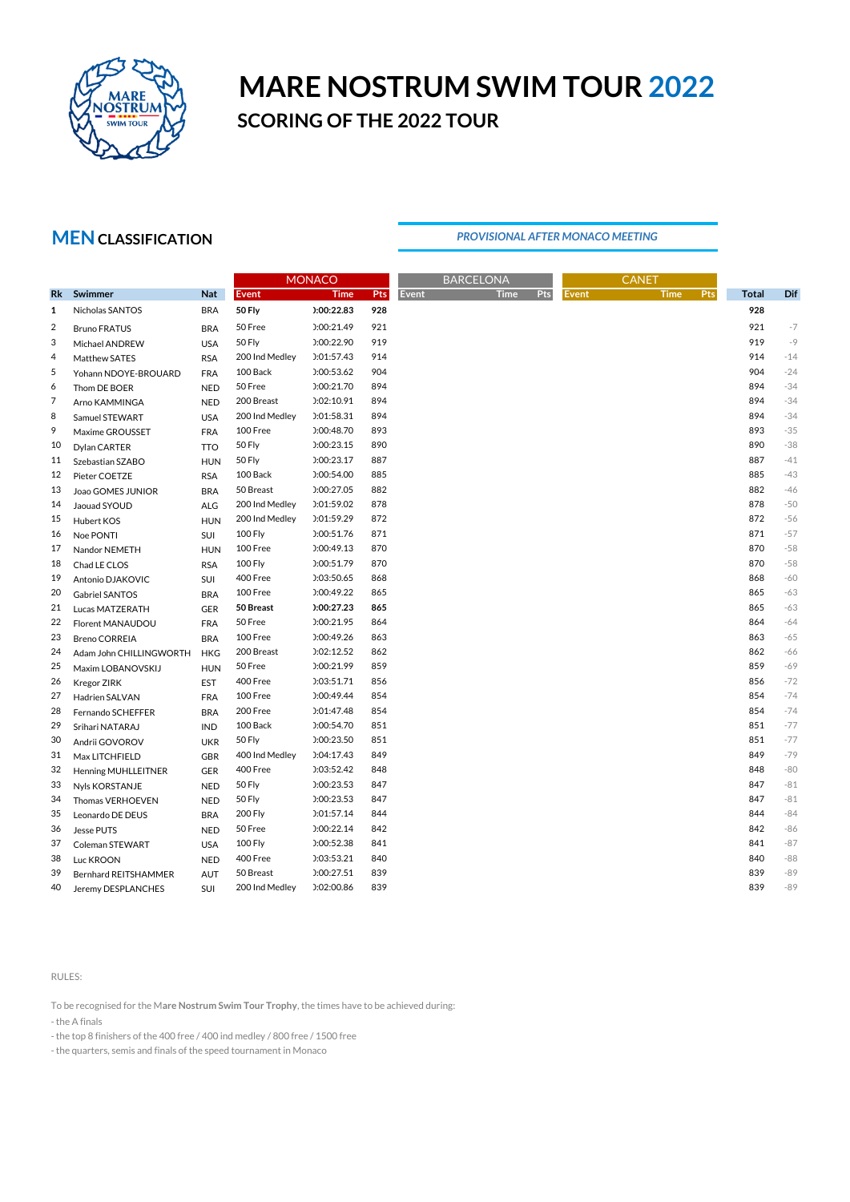# MARE NOSTRUM SWIM TOUR 2022

## SCORING OF THE 2022 TOUR

**MEN CLASSIFICATION**

*PROVISIONAL AFTER MONACO MEETING*

| | | | MONACO | | | BARCELONA | | | CANET | | | | |
|---|---|---|---|---|---|---|---|---|---|---|---|---|---|
| Rk | Swimmer | Nat | Event | Time | Pts | Event | Time | Pts | Event | Time | Pts | Total | Dif |
| 1 | Nicholas SANTOS | BRA | **50 Fly** | **):00:22.83** | **928** | | | | | | | **928** | |
| 2 | Bruno FRATUS | BRA | 50 Free | ):00:21.49 | 921 | | | | | | | 921 | -7 |
| 3 | Michael ANDREW | USA | 50 Fly | ):00:22.90 | 919 | | | | | | | 919 | -9 |
| 4 | Matthew SATES | RSA | 200 Ind Medley | ):01:57.43 | 914 | | | | | | | 914 | -14 |
| 5 | Yohann NDOYE-BROUARD | FRA | 100 Back | ):00:53.62 | 904 | | | | | | | 904 | -24 |
| 6 | Thom DE BOER | NED | 50 Free | ):00:21.70 | 894 | | | | | | | 894 | -34 |
| 7 | Arno KAMMINGA | NED | 200 Breast | ):02:10.91 | 894 | | | | | | | 894 | -34 |
| 8 | Samuel STEWART | USA | 200 Ind Medley | ):01:58.31 | 894 | | | | | | | 894 | -34 |
| 9 | Maxime GROUSSET | FRA | 100 Free | ):00:48.70 | 893 | | | | | | | 893 | -35 |
| 10 | Dylan CARTER | TTO | 50 Fly | ):00:23.15 | 890 | | | | | | | 890 | -38 |
| 11 | Szebastian SZABO | HUN | 50 Fly | ):00:23.17 | 887 | | | | | | | 887 | -41 |
| 12 | Pieter COETZE | RSA | 100 Back | ):00:54.00 | 885 | | | | | | | 885 | -43 |
| 13 | Joao GOMES JUNIOR | BRA | 50 Breast | ):00:27.05 | 882 | | | | | | | 882 | -46 |
| 14 | Jaouad SYOUD | ALG | 200 Ind Medley | ):01:59.02 | 878 | | | | | | | 878 | -50 |
| 15 | Hubert KOS | HUN | 200 Ind Medley | ):01:59.29 | 872 | | | | | | | 872 | -56 |
| 16 | Noe PONTI | SUI | 100 Fly | ):00:51.76 | 871 | | | | | | | 871 | -57 |
| 17 | Nandor NEMETH | HUN | 100 Free | ):00:49.13 | 870 | | | | | | | 870 | -58 |
| 18 | Chad LE CLOS | RSA | 100 Fly | ):00:51.79 | 870 | | | | | | | 870 | -58 |
| 19 | Antonio DJAKOVIC | SUI | 400 Free | ):03:50.65 | 868 | | | | | | | 868 | -60 |
| 20 | Gabriel SANTOS | BRA | 100 Free | ):00:49.22 | 865 | | | | | | | 865 | -63 |
| 21 | Lucas MATZERATH | GER | **50 Breast** | **):00:27.23** | **865** | | | | | | | 865 | -63 |
| 22 | Florent MANAUDOU | FRA | 50 Free | ):00:21.95 | 864 | | | | | | | 864 | -64 |
| 23 | Breno CORREIA | BRA | 100 Free | ):00:49.26 | 863 | | | | | | | 863 | -65 |
| 24 | Adam John CHILLINGWORTH | HKG | 200 Breast | ):02:12.52 | 862 | | | | | | | 862 | -66 |
| 25 | Maxim LOBANOVSKIJ | HUN | 50 Free | ):00:21.99 | 859 | | | | | | | 859 | -69 |
| 26 | Kregor ZIRK | EST | 400 Free | ):03:51.71 | 856 | | | | | | | 856 | -72 |
| 27 | Hadrien SALVAN | FRA | 100 Free | ):00:49.44 | 854 | | | | | | | 854 | -74 |
| 28 | Fernando SCHEFFER | BRA | 200 Free | ):01:47.48 | 854 | | | | | | | 854 | -74 |
| 29 | Srihari NATARAJ | IND | 100 Back | ):00:54.70 | 851 | | | | | | | 851 | -77 |
| 30 | Andrii GOVOROV | UKR | 50 Fly | ):00:23.50 | 851 | | | | | | | 851 | -77 |
| 31 | Max LITCHFIELD | GBR | 400 Ind Medley | ):04:17.43 | 849 | | | | | | | 849 | -79 |
| 32 | Henning MUHLLEITNER | GER | 400 Free | ):03:52.42 | 848 | | | | | | | 848 | -80 |
| 33 | Nyls KORSTANJE | NED | 50 Fly | ):00:23.53 | 847 | | | | | | | 847 | -81 |
| 34 | Thomas VERHOEVEN | NED | 50 Fly | ):00:23.53 | 847 | | | | | | | 847 | -81 |
| 35 | Leonardo DE DEUS | BRA | 200 Fly | ):01:57.14 | 844 | | | | | | | 844 | -84 |
| 36 | Jesse PUTS | NED | 50 Free | ):00:22.14 | 842 | | | | | | | 842 | -86 |
| 37 | Coleman STEWART | USA | 100 Fly | ):00:52.38 | 841 | | | | | | | 841 | -87 |
| 38 | Luc KROON | NED | 400 Free | ):03:53.21 | 840 | | | | | | | 840 | -88 |
| 39 | Bernhard REITSHAMMER | AUT | 50 Breast | ):00:27.51 | 839 | | | | | | | 839 | -89 |
| 40 | Jeremy DESPLANCHES | SUI | 200 Ind Medley | ):02:00.86 | 839 | | | | | | | 839 | -89 |

RULES:

To be recognised for the M**are Nostrum Swim Tour Trophy**, the times have to be achieved during:

- the A finals
- the top 8 finishers of the 400 free / 400 ind medley / 800 free / 1500 free
- the quarters, semis and finals of the speed tournament in Monaco